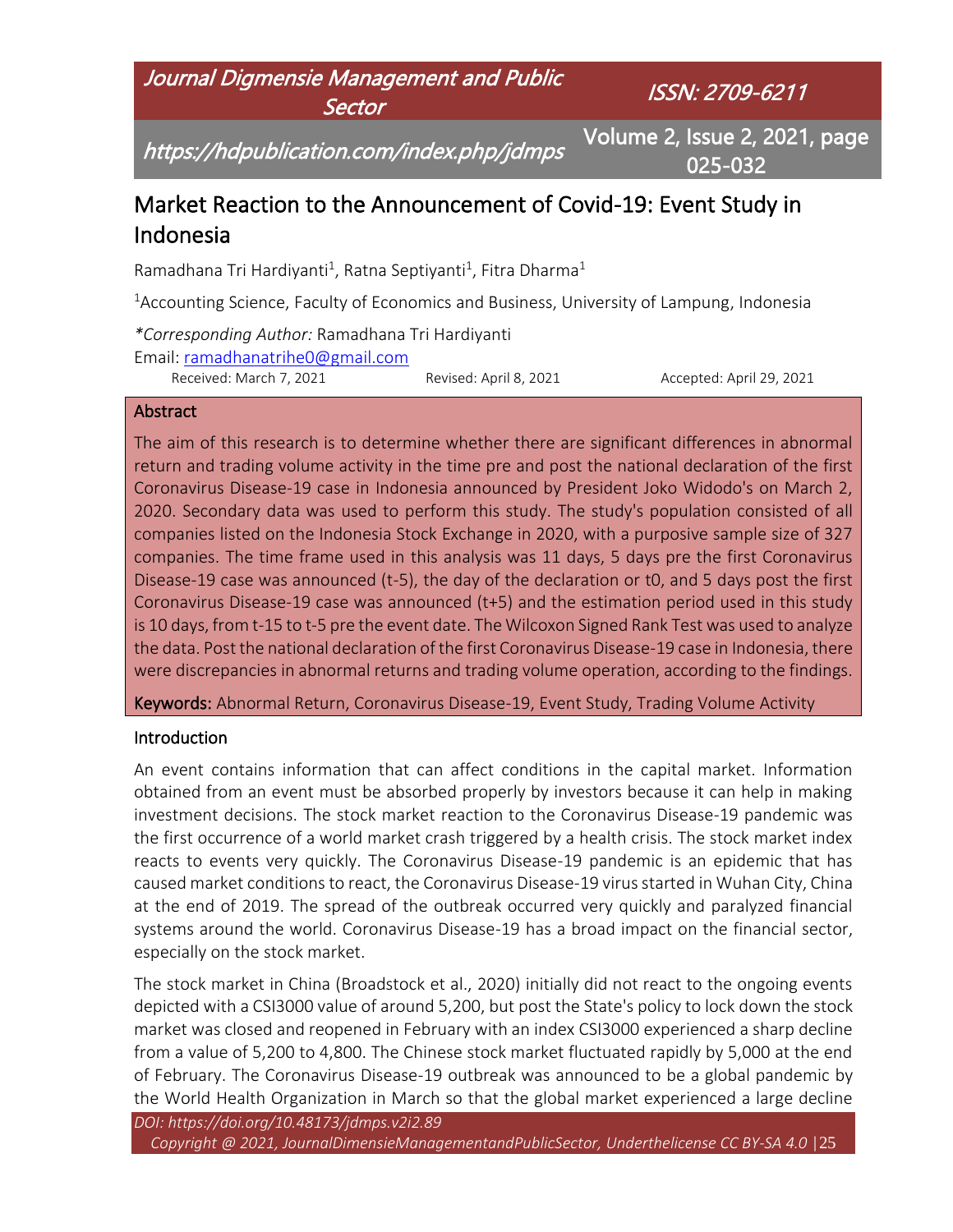# Market Reaction to the Announcement of Covid-19: Event Study in Indonesia

Ramadhana Tri Hardiyanti[1], Ratna Septiyanti[1], Fitra Dharma[1]

[1]Accounting Science, Faculty of Economics and Business, University of Lampung, Indonesia

*\*Corresponding Author:* Ramadhana Tri Hardiyanti
Email: ramadhanatrihe0@gmail.com

Received: March 7, 2021 Revised: April 8, 2021 Accepted: April 29, 2021

## Abstract

The aim of this research is to determine whether there are significant differences in abnormal return and trading volume activity in the time pre and post the national declaration of the first Coronavirus Disease-19 case in Indonesia announced by President Joko Widodo's on March 2, 2020. Secondary data was used to perform this study. The study's population consisted of all companies listed on the Indonesia Stock Exchange in 2020, with a purposive sample size of 327 companies. The time frame used in this analysis was 11 days, 5 days pre the first Coronavirus Disease-19 case was announced (t-5), the day of the declaration or t0, and 5 days post the first Coronavirus Disease-19 case was announced (t+5) and the estimation period used in this study is 10 days, from t-15 to t-5 pre the event date. The Wilcoxon Signed Rank Test was used to analyze the data. Post the national declaration of the first Coronavirus Disease-19 case in Indonesia, there were discrepancies in abnormal returns and trading volume operation, according to the findings.

**Keywords:** Abnormal Return, Coronavirus Disease-19, Event Study, Trading Volume Activity

## Introduction

An event contains information that can affect conditions in the capital market. Information obtained from an event must be absorbed properly by investors because it can help in making investment decisions. The stock market reaction to the Coronavirus Disease-19 pandemic was the first occurrence of a world market crash triggered by a health crisis. The stock market index reacts to events very quickly. The Coronavirus Disease-19 pandemic is an epidemic that has caused market conditions to react, the Coronavirus Disease-19 virus started in Wuhan City, China at the end of 2019. The spread of the outbreak occurred very quickly and paralyzed financial systems around the world. Coronavirus Disease-19 has a broad impact on the financial sector, especially on the stock market.

The stock market in China (Broadstock et al., 2020) initially did not react to the ongoing events depicted with a CSI3000 value of around 5,200, but post the State's policy to lock down the stock market was closed and reopened in February with an index CSI3000 experienced a sharp decline from a value of 5,200 to 4,800. The Chinese stock market fluctuated rapidly by 5,000 at the end of February. The Coronavirus Disease-19 outbreak was announced to be a global pandemic by the World Health Organization in March so that the global market experienced a large decline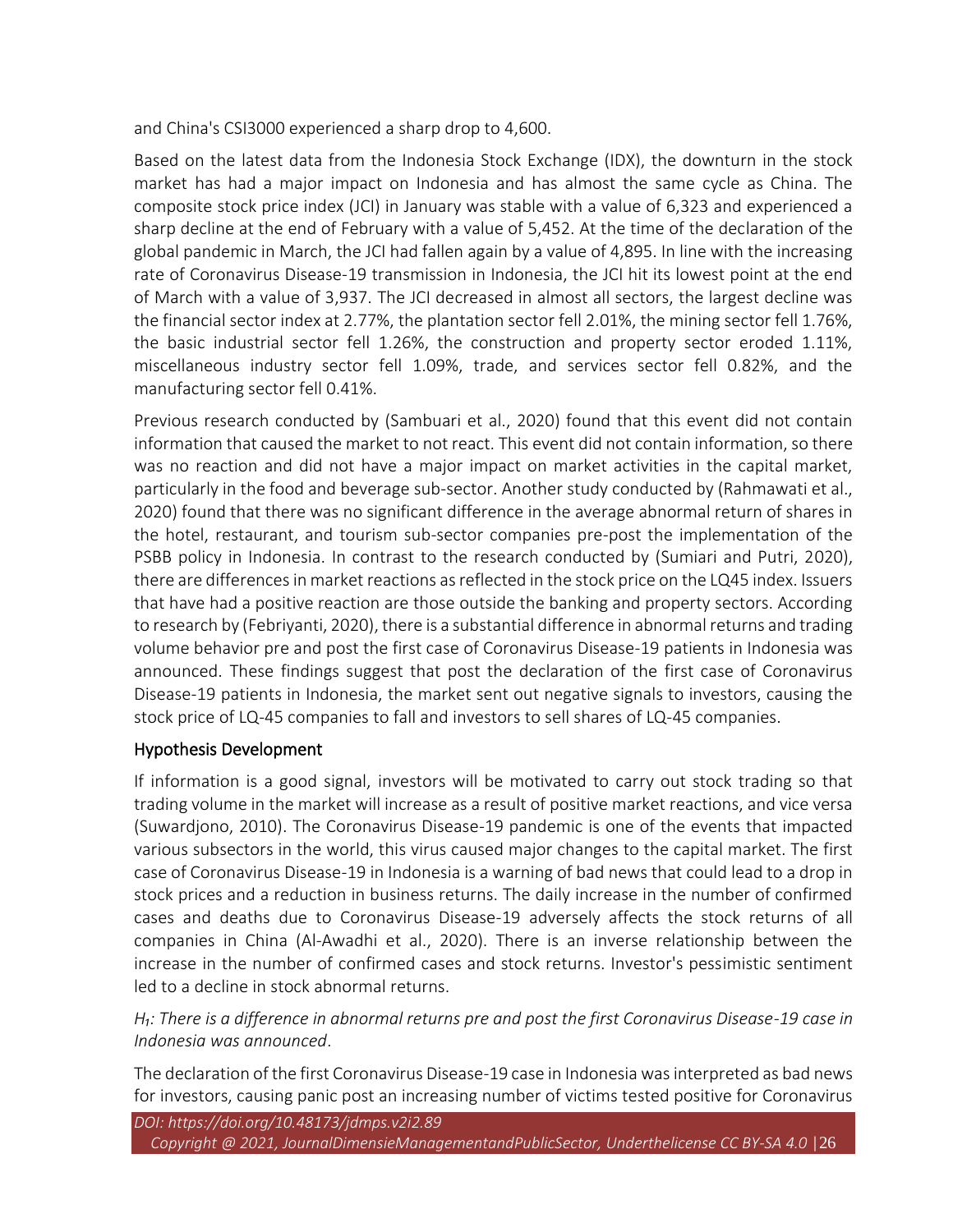and China's CSI3000 experienced a sharp drop to 4,600.

Based on the latest data from the Indonesia Stock Exchange (IDX), the downturn in the stock market has had a major impact on Indonesia and has almost the same cycle as China. The composite stock price index (JCI) in January was stable with a value of 6,323 and experienced a sharp decline at the end of February with a value of 5,452. At the time of the declaration of the global pandemic in March, the JCI had fallen again by a value of 4,895. In line with the increasing rate of Coronavirus Disease-19 transmission in Indonesia, the JCI hit its lowest point at the end of March with a value of 3,937. The JCI decreased in almost all sectors, the largest decline was the financial sector index at 2.77%, the plantation sector fell 2.01%, the mining sector fell 1.76%, the basic industrial sector fell 1.26%, the construction and property sector eroded 1.11%, miscellaneous industry sector fell 1.09%, trade, and services sector fell 0.82%, and the manufacturing sector fell 0.41%.

Previous research conducted by (Sambuari et al., 2020) found that this event did not contain information that caused the market to not react. This event did not contain information, so there was no reaction and did not have a major impact on market activities in the capital market, particularly in the food and beverage sub-sector. Another study conducted by (Rahmawati et al., 2020) found that there was no significant difference in the average abnormal return of shares in the hotel, restaurant, and tourism sub-sector companies pre-post the implementation of the PSBB policy in Indonesia. In contrast to the research conducted by (Sumiari and Putri, 2020), there are differences in market reactions as reflected in the stock price on the LQ45 index. Issuers that have had a positive reaction are those outside the banking and property sectors. According to research by (Febriyanti, 2020), there is a substantial difference in abnormal returns and trading volume behavior pre and post the first case of Coronavirus Disease-19 patients in Indonesia was announced. These findings suggest that post the declaration of the first case of Coronavirus Disease-19 patients in Indonesia, the market sent out negative signals to investors, causing the stock price of LQ-45 companies to fall and investors to sell shares of LQ-45 companies.

## Hypothesis Development

If information is a good signal, investors will be motivated to carry out stock trading so that trading volume in the market will increase as a result of positive market reactions, and vice versa (Suwardjono, 2010). The Coronavirus Disease-19 pandemic is one of the events that impacted various subsectors in the world, this virus caused major changes to the capital market. The first case of Coronavirus Disease-19 in Indonesia is a warning of bad news that could lead to a drop in stock prices and a reduction in business returns. The daily increase in the number of confirmed cases and deaths due to Coronavirus Disease-19 adversely affects the stock returns of all companies in China (Al-Awadhi et al., 2020). There is an inverse relationship between the increase in the number of confirmed cases and stock returns. Investor's pessimistic sentiment led to a decline in stock abnormal returns.

*$H_1$: There is a difference in abnormal returns pre and post the first Coronavirus Disease-19 case in Indonesia was announced*.

The declaration of the first Coronavirus Disease-19 case in Indonesia was interpreted as bad news for investors, causing panic post an increasing number of victims tested positive for Coronavirus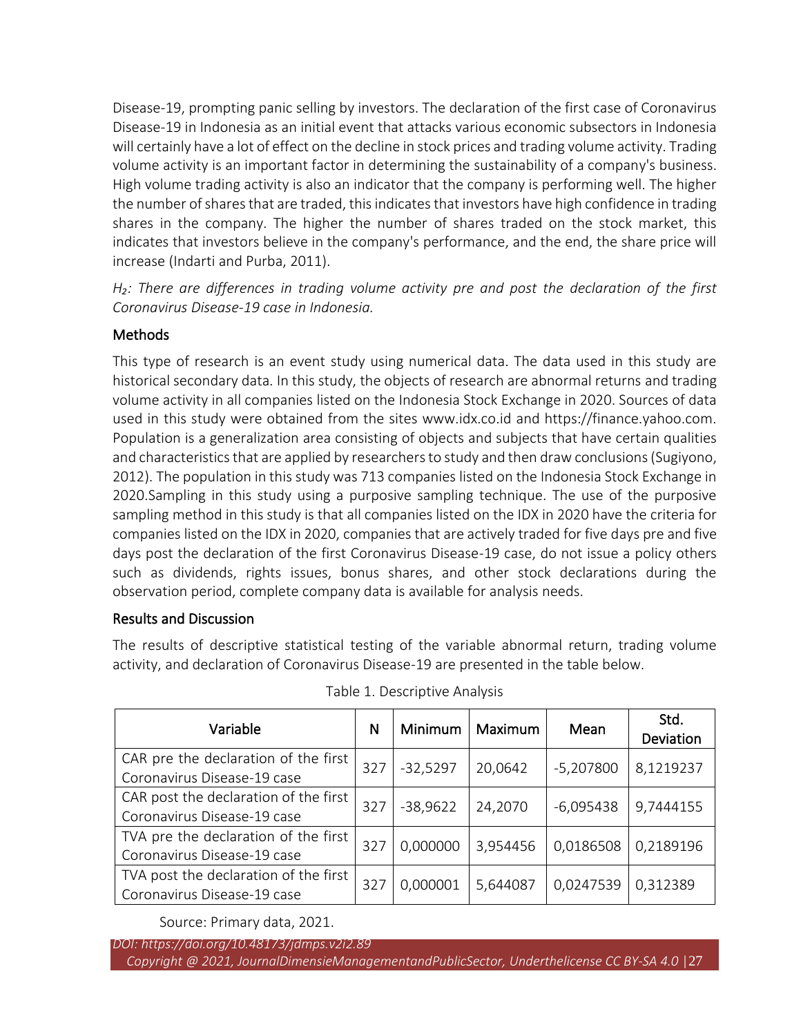Disease-19, prompting panic selling by investors. The declaration of the first case of Coronavirus Disease-19 in Indonesia as an initial event that attacks various economic subsectors in Indonesia will certainly have a lot of effect on the decline in stock prices and trading volume activity. Trading volume activity is an important factor in determining the sustainability of a company's business. High volume trading activity is also an indicator that the company is performing well. The higher the number of shares that are traded, this indicates that investors have high confidence in trading shares in the company. The higher the number of shares traded on the stock market, this indicates that investors believe in the company's performance, and the end, the share price will increase (Indarti and Purba, 2011).

*$H_2$: There are differences in trading volume activity pre and post the declaration of the first Coronavirus Disease-19 case in Indonesia.*

## Methods

This type of research is an event study using numerical data. The data used in this study are historical secondary data. In this study, the objects of research are abnormal returns and trading volume activity in all companies listed on the Indonesia Stock Exchange in 2020. Sources of data used in this study were obtained from the sites www.idx.co.id and https://finance.yahoo.com. Population is a generalization area consisting of objects and subjects that have certain qualities and characteristics that are applied by researchers to study and then draw conclusions (Sugiyono, 2012). The population in this study was 713 companies listed on the Indonesia Stock Exchange in 2020.Sampling in this study using a purposive sampling technique. The use of the purposive sampling method in this study is that all companies listed on the IDX in 2020 have the criteria for companies listed on the IDX in 2020, companies that are actively traded for five days pre and five days post the declaration of the first Coronavirus Disease-19 case, do not issue a policy others such as dividends, rights issues, bonus shares, and other stock declarations during the observation period, complete company data is available for analysis needs.

## Results and Discussion

The results of descriptive statistical testing of the variable abnormal return, trading volume activity, and declaration of Coronavirus Disease-19 are presented in the table below.

Table 1. Descriptive Analysis

| Variable | N | Minimum | Maximum | Mean | Std. Deviation |
|---|---|---|---|---|---|
| CAR pre the declaration of the first Coronavirus Disease-19 case | 327 | -32,5297 | 20,0642 | -5,207800 | 8,1219237 |
| CAR post the declaration of the first Coronavirus Disease-19 case | 327 | -38,9622 | 24,2070 | -6,095438 | 9,7444155 |
| TVA pre the declaration of the first Coronavirus Disease-19 case | 327 | 0,000000 | 3,954456 | 0,0186508 | 0,2189196 |
| TVA post the declaration of the first Coronavirus Disease-19 case | 327 | 0,000001 | 5,644087 | 0,0247539 | 0,312389 |

Source: Primary data, 2021.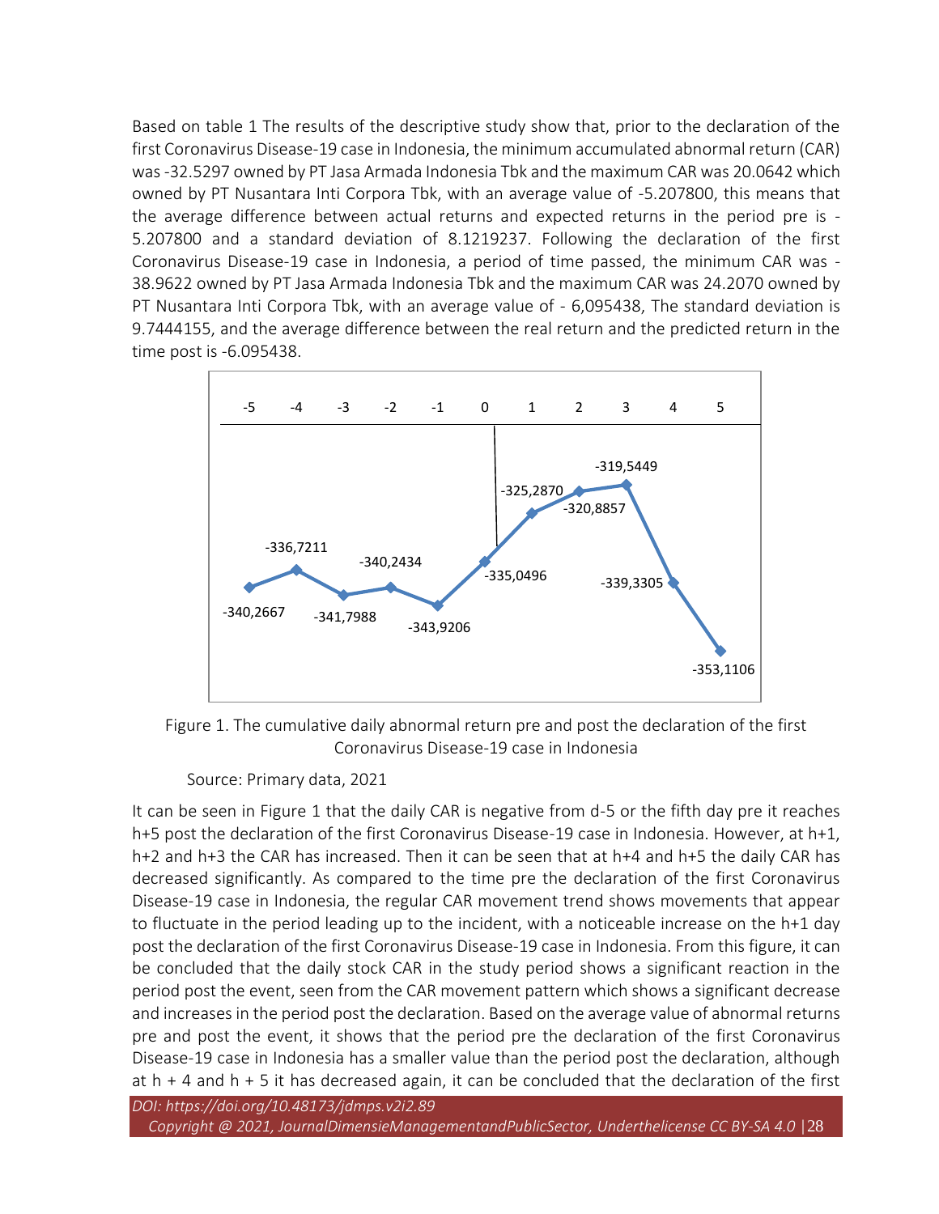Based on table 1 The results of the descriptive study show that, prior to the declaration of the first Coronavirus Disease-19 case in Indonesia, the minimum accumulated abnormal return (CAR) was -32.5297 owned by PT Jasa Armada Indonesia Tbk and the maximum CAR was 20.0642 which owned by PT Nusantara Inti Corpora Tbk, with an average value of -5.207800, this means that the average difference between actual returns and expected returns in the period pre is -5.207800 and a standard deviation of 8.1219237. Following the declaration of the first Coronavirus Disease-19 case in Indonesia, a period of time passed, the minimum CAR was -38.9622 owned by PT Jasa Armada Indonesia Tbk and the maximum CAR was 24.2070 owned by PT Nusantara Inti Corpora Tbk, with an average value of - 6,095438, The standard deviation is 9.7444155, and the average difference between the real return and the predicted return in the time post is -6.095438.

| Day | -5 | -4 | -3 | -2 | -1 | 0 | 1 | 2 | 3 | 4 | 5 |
|---|---|---|---|---|---|---|---|---|---|---|---|
| CAR | -340,2667 | -336,7211 | -341,7988 | -340,2434 | -343,9206 | -335,0496 | -325,2870 | -320,8857 | -319,5449 | -339,3305 | -353,1106 |

Figure 1. The cumulative daily abnormal return pre and post the declaration of the first Coronavirus Disease-19 case in Indonesia

Source: Primary data, 2021

It can be seen in Figure 1 that the daily CAR is negative from d-5 or the fifth day pre it reaches h+5 post the declaration of the first Coronavirus Disease-19 case in Indonesia. However, at h+1, h+2 and h+3 the CAR has increased. Then it can be seen that at h+4 and h+5 the daily CAR has decreased significantly. As compared to the time pre the declaration of the first Coronavirus Disease-19 case in Indonesia, the regular CAR movement trend shows movements that appear to fluctuate in the period leading up to the incident, with a noticeable increase on the h+1 day post the declaration of the first Coronavirus Disease-19 case in Indonesia. From this figure, it can be concluded that the daily stock CAR in the study period shows a significant reaction in the period post the event, seen from the CAR movement pattern which shows a significant decrease and increases in the period post the declaration. Based on the average value of abnormal returns pre and post the event, it shows that the period pre the declaration of the first Coronavirus Disease-19 case in Indonesia has a smaller value than the period post the declaration, although at h + 4 and h + 5 it has decreased again, it can be concluded that the declaration of the first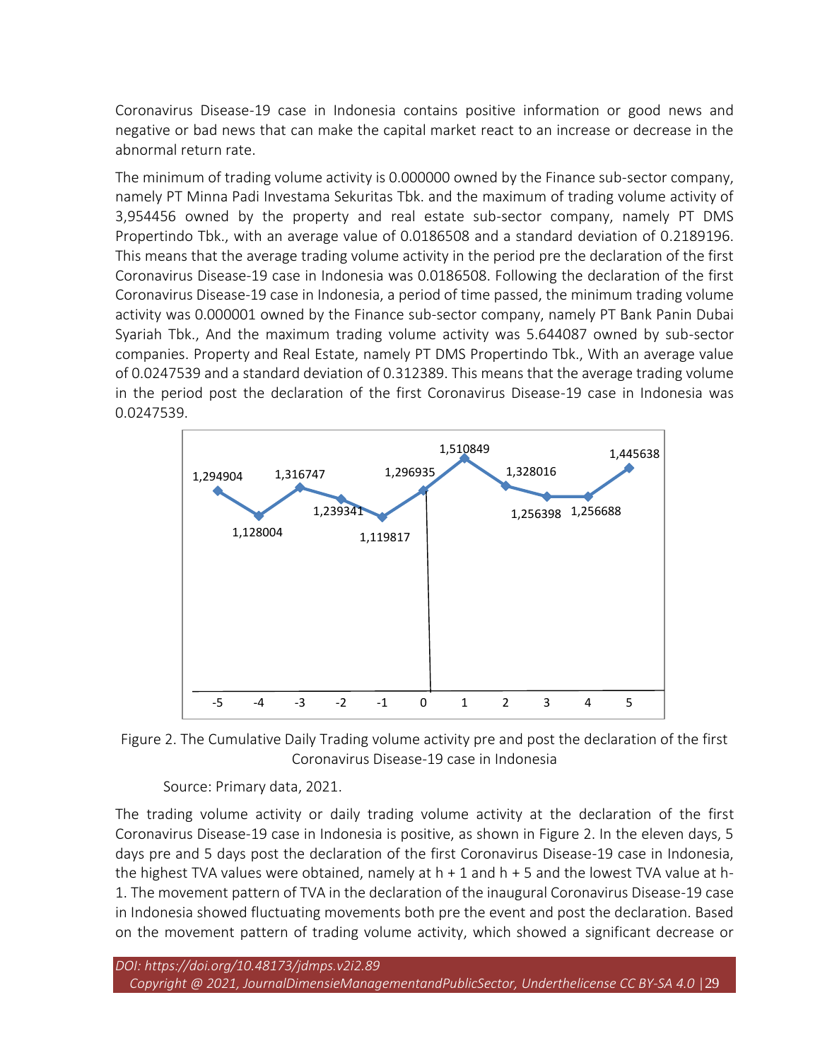Coronavirus Disease-19 case in Indonesia contains positive information or good news and negative or bad news that can make the capital market react to an increase or decrease in the abnormal return rate.

The minimum of trading volume activity is 0.000000 owned by the Finance sub-sector company, namely PT Minna Padi Investama Sekuritas Tbk. and the maximum of trading volume activity of 3,954456 owned by the property and real estate sub-sector company, namely PT DMS Propertindo Tbk., with an average value of 0.0186508 and a standard deviation of 0.2189196. This means that the average trading volume activity in the period pre the declaration of the first Coronavirus Disease-19 case in Indonesia was 0.0186508. Following the declaration of the first Coronavirus Disease-19 case in Indonesia, a period of time passed, the minimum trading volume activity was 0.000001 owned by the Finance sub-sector company, namely PT Bank Panin Dubai Syariah Tbk., And the maximum trading volume activity was 5.644087 owned by sub-sector companies. Property and Real Estate, namely PT DMS Propertindo Tbk., With an average value of 0.0247539 and a standard deviation of 0.312389. This means that the average trading volume in the period post the declaration of the first Coronavirus Disease-19 case in Indonesia was 0.0247539.

| Day | -5 | -4 | -3 | -2 | -1 | 0 | 1 | 2 | 3 | 4 | 5 |
|---|---|---|---|---|---|---|---|---|---|---|---|
| TVA | 1,294904 | 1,128004 | 1,316747 | 1,239341 | 1,119817 | 1,296935 | 1,510849 | 1,328016 | 1,256398 | 1,256688 | 1,445638 |

Figure 2. The Cumulative Daily Trading volume activity pre and post the declaration of the first Coronavirus Disease-19 case in Indonesia

Source: Primary data, 2021.

The trading volume activity or daily trading volume activity at the declaration of the first Coronavirus Disease-19 case in Indonesia is positive, as shown in Figure 2. In the eleven days, 5 days pre and 5 days post the declaration of the first Coronavirus Disease-19 case in Indonesia, the highest TVA values were obtained, namely at h + 1 and h + 5 and the lowest TVA value at h-1. The movement pattern of TVA in the declaration of the inaugural Coronavirus Disease-19 case in Indonesia showed fluctuating movements both pre the event and post the declaration. Based on the movement pattern of trading volume activity, which showed a significant decrease or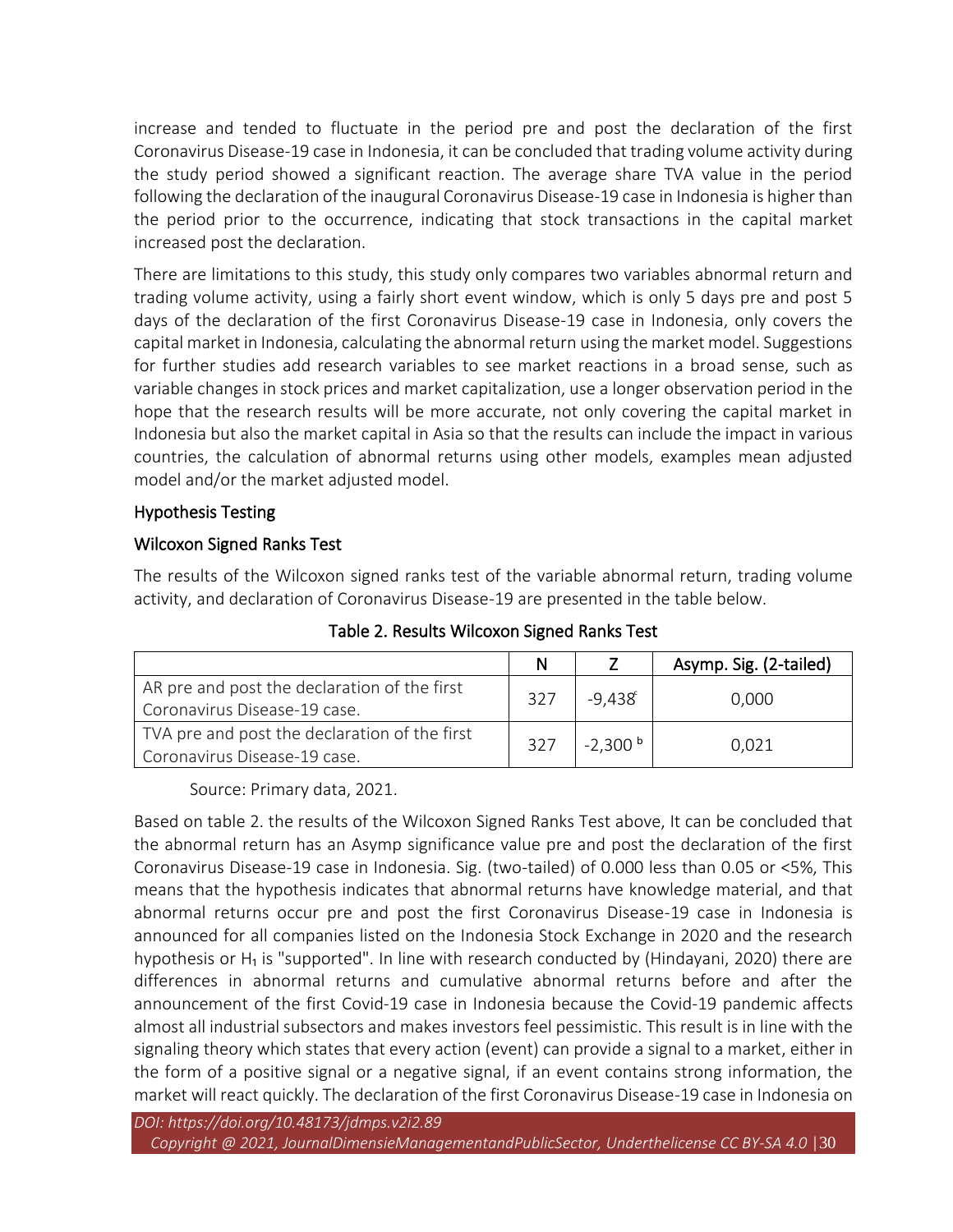increase and tended to fluctuate in the period pre and post the declaration of the first Coronavirus Disease-19 case in Indonesia, it can be concluded that trading volume activity during the study period showed a significant reaction. The average share TVA value in the period following the declaration of the inaugural Coronavirus Disease-19 case in Indonesia is higher than the period prior to the occurrence, indicating that stock transactions in the capital market increased post the declaration.

There are limitations to this study, this study only compares two variables abnormal return and trading volume activity, using a fairly short event window, which is only 5 days pre and post 5 days of the declaration of the first Coronavirus Disease-19 case in Indonesia, only covers the capital market in Indonesia, calculating the abnormal return using the market model. Suggestions for further studies add research variables to see market reactions in a broad sense, such as variable changes in stock prices and market capitalization, use a longer observation period in the hope that the research results will be more accurate, not only covering the capital market in Indonesia but also the market capital in Asia so that the results can include the impact in various countries, the calculation of abnormal returns using other models, examples mean adjusted model and/or the market adjusted model.

### Hypothesis Testing

### Wilcoxon Signed Ranks Test

The results of the Wilcoxon signed ranks test of the variable abnormal return, trading volume activity, and declaration of Coronavirus Disease-19 are presented in the table below.

Table 2. Results Wilcoxon Signed Ranks Test

| | N | Z | Asymp. Sig. (2-tailed) |
|---|---|---|---|
| AR pre and post the declaration of the first Coronavirus Disease-19 case. | 327 | -9,438[c] | 0,000 |
| TVA pre and post the declaration of the first Coronavirus Disease-19 case. | 327 | -2,300[b] | 0,021 |

Source: Primary data, 2021.

Based on table 2. the results of the Wilcoxon Signed Ranks Test above, It can be concluded that the abnormal return has an Asymp significance value pre and post the declaration of the first Coronavirus Disease-19 case in Indonesia. Sig. (two-tailed) of 0.000 less than 0.05 or <5%, This means that the hypothesis indicates that abnormal returns have knowledge material, and that abnormal returns occur pre and post the first Coronavirus Disease-19 case in Indonesia is announced for all companies listed on the Indonesia Stock Exchange in 2020 and the research hypothesis or $H_1$ is "supported". In line with research conducted by (Hindayani, 2020) there are differences in abnormal returns and cumulative abnormal returns before and after the announcement of the first Covid-19 case in Indonesia because the Covid-19 pandemic affects almost all industrial subsectors and makes investors feel pessimistic. This result is in line with the signaling theory which states that every action (event) can provide a signal to a market, either in the form of a positive signal or a negative signal, if an event contains strong information, the market will react quickly. The declaration of the first Coronavirus Disease-19 case in Indonesia on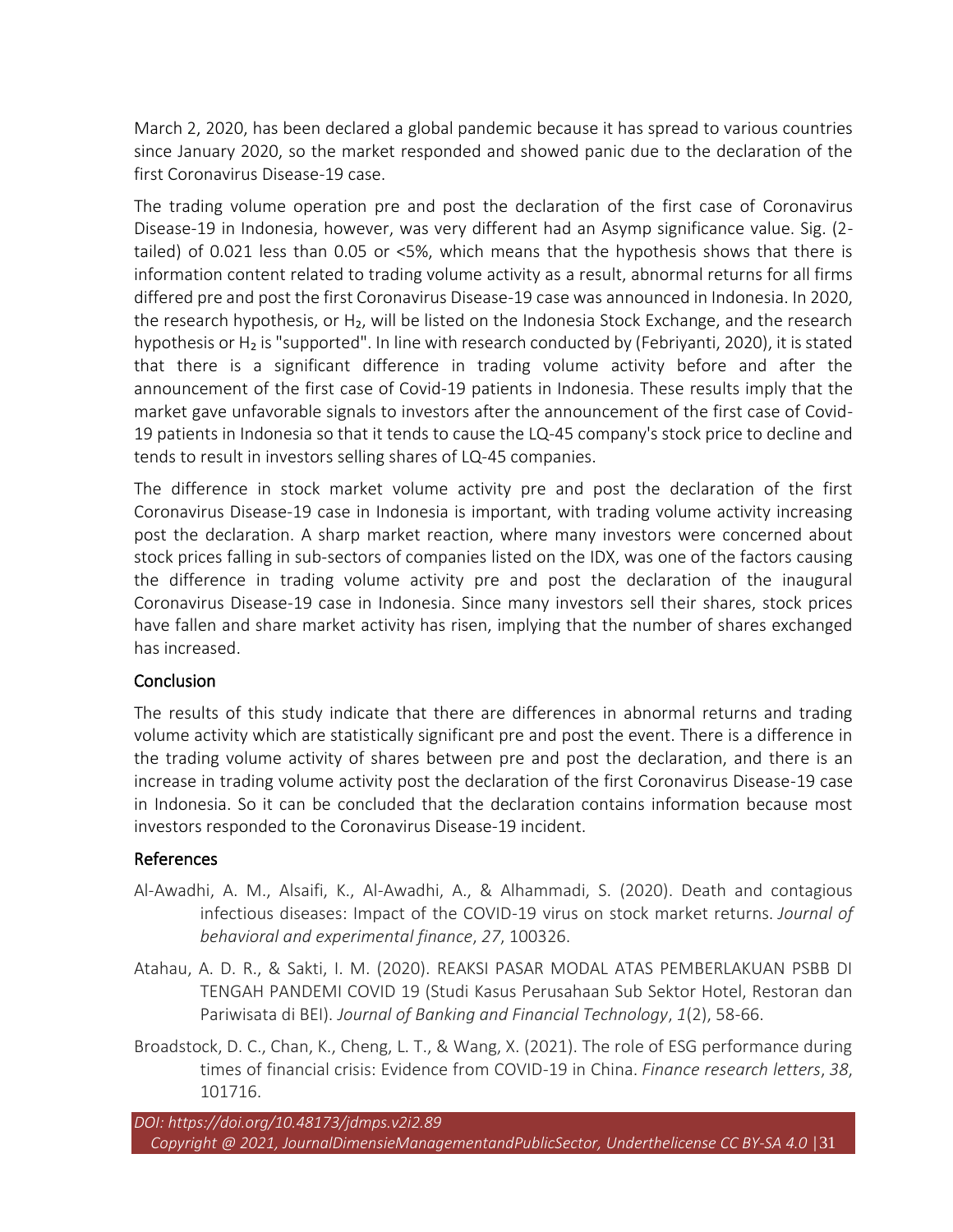March 2, 2020, has been declared a global pandemic because it has spread to various countries since January 2020, so the market responded and showed panic due to the declaration of the first Coronavirus Disease-19 case.

The trading volume operation pre and post the declaration of the first case of Coronavirus Disease-19 in Indonesia, however, was very different had an Asymp significance value. Sig. (2-tailed) of 0.021 less than 0.05 or <5%, which means that the hypothesis shows that there is information content related to trading volume activity as a result, abnormal returns for all firms differed pre and post the first Coronavirus Disease-19 case was announced in Indonesia. In 2020, the research hypothesis, or $H_2$, will be listed on the Indonesia Stock Exchange, and the research hypothesis or $H_2$ is "supported". In line with research conducted by (Febriyanti, 2020), it is stated that there is a significant difference in trading volume activity before and after the announcement of the first case of Covid-19 patients in Indonesia. These results imply that the market gave unfavorable signals to investors after the announcement of the first case of Covid-19 patients in Indonesia so that it tends to cause the LQ-45 company's stock price to decline and tends to result in investors selling shares of LQ-45 companies.

The difference in stock market volume activity pre and post the declaration of the first Coronavirus Disease-19 case in Indonesia is important, with trading volume activity increasing post the declaration. A sharp market reaction, where many investors were concerned about stock prices falling in sub-sectors of companies listed on the IDX, was one of the factors causing the difference in trading volume activity pre and post the declaration of the inaugural Coronavirus Disease-19 case in Indonesia. Since many investors sell their shares, stock prices have fallen and share market activity has risen, implying that the number of shares exchanged has increased.

## Conclusion

The results of this study indicate that there are differences in abnormal returns and trading volume activity which are statistically significant pre and post the event. There is a difference in the trading volume activity of shares between pre and post the declaration, and there is an increase in trading volume activity post the declaration of the first Coronavirus Disease-19 case in Indonesia. So it can be concluded that the declaration contains information because most investors responded to the Coronavirus Disease-19 incident.

## References

Al-Awadhi, A. M., Alsaifi, K., Al-Awadhi, A., & Alhammadi, S. (2020). Death and contagious infectious diseases: Impact of the COVID-19 virus on stock market returns. *Journal of behavioral and experimental finance*, *27*, 100326.

Atahau, A. D. R., & Sakti, I. M. (2020). REAKSI PASAR MODAL ATAS PEMBERLAKUAN PSBB DI TENGAH PANDEMI COVID 19 (Studi Kasus Perusahaan Sub Sektor Hotel, Restoran dan Pariwisata di BEI). *Journal of Banking and Financial Technology*, *1*(2), 58-66.

Broadstock, D. C., Chan, K., Cheng, L. T., & Wang, X. (2021). The role of ESG performance during times of financial crisis: Evidence from COVID-19 in China. *Finance research letters*, *38*, 101716.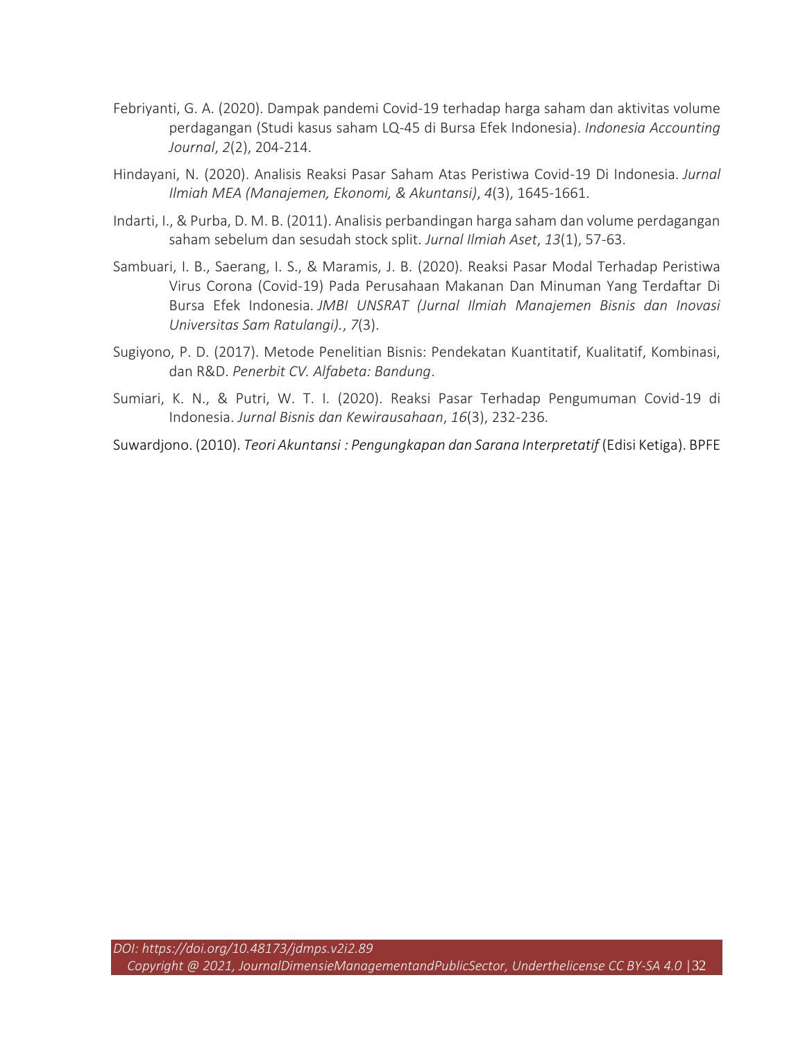Febriyanti, G. A. (2020). Dampak pandemi Covid-19 terhadap harga saham dan aktivitas volume perdagangan (Studi kasus saham LQ-45 di Bursa Efek Indonesia). *Indonesia Accounting Journal*, *2*(2), 204-214.

Hindayani, N. (2020). Analisis Reaksi Pasar Saham Atas Peristiwa Covid-19 Di Indonesia. *Jurnal Ilmiah MEA (Manajemen, Ekonomi, & Akuntansi)*, *4*(3), 1645-1661.

Indarti, I., & Purba, D. M. B. (2011). Analisis perbandingan harga saham dan volume perdagangan saham sebelum dan sesudah stock split. *Jurnal Ilmiah Aset*, *13*(1), 57-63.

Sambuari, I. B., Saerang, I. S., & Maramis, J. B. (2020). Reaksi Pasar Modal Terhadap Peristiwa Virus Corona (Covid-19) Pada Perusahaan Makanan Dan Minuman Yang Terdaftar Di Bursa Efek Indonesia. *JMBI UNSRAT (Jurnal Ilmiah Manajemen Bisnis dan Inovasi Universitas Sam Ratulangi).*, *7*(3).

Sugiyono, P. D. (2017). Metode Penelitian Bisnis: Pendekatan Kuantitatif, Kualitatif, Kombinasi, dan R&D. *Penerbit CV. Alfabeta: Bandung*.

Sumiari, K. N., & Putri, W. T. I. (2020). Reaksi Pasar Terhadap Pengumuman Covid-19 di Indonesia. *Jurnal Bisnis dan Kewirausahaan*, *16*(3), 232-236.

Suwardjono. (2010). *Teori Akuntansi : Pengungkapan dan Sarana Interpretatif* (Edisi Ketiga). BPFE